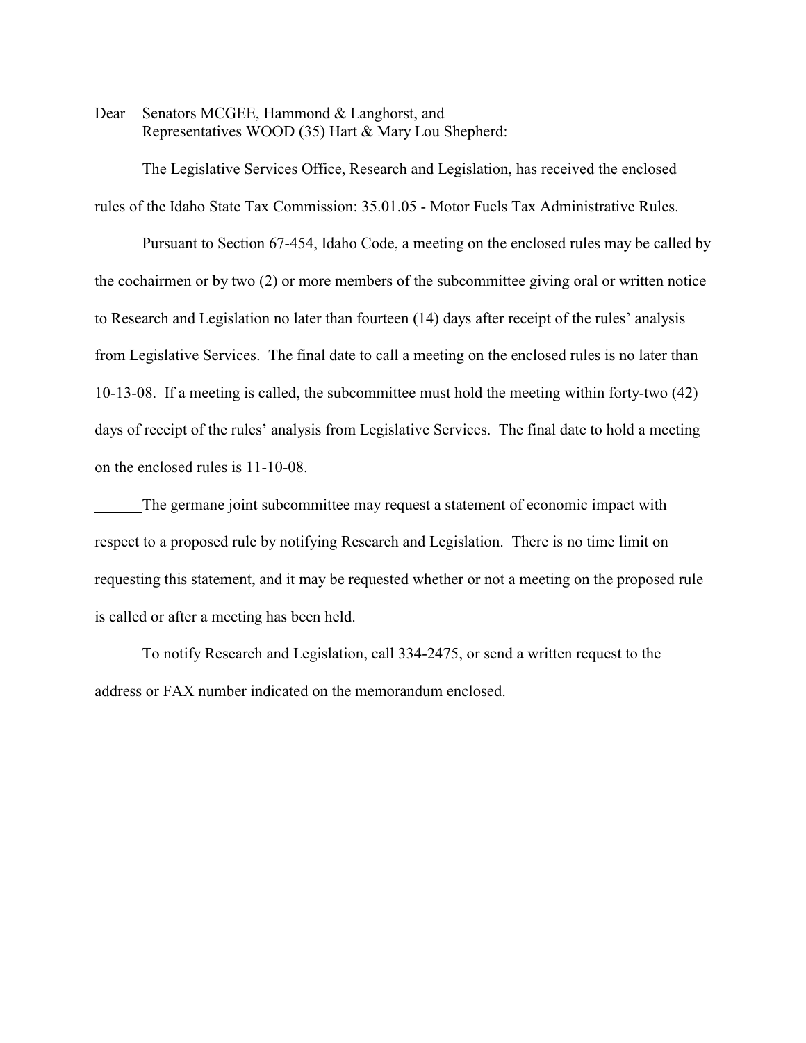Dear Senators MCGEE, Hammond & Langhorst, and
Representatives WOOD (35) Hart & Mary Lou Shepherd:

The Legislative Services Office, Research and Legislation, has received the enclosed rules of the Idaho State Tax Commission: 35.01.05 - Motor Fuels Tax Administrative Rules.

Pursuant to Section 67-454, Idaho Code, a meeting on the enclosed rules may be called by the cochairmen or by two (2) or more members of the subcommittee giving oral or written notice to Research and Legislation no later than fourteen (14) days after receipt of the rules' analysis from Legislative Services. The final date to call a meeting on the enclosed rules is no later than 10-13-08. If a meeting is called, the subcommittee must hold the meeting within forty-two (42) days of receipt of the rules' analysis from Legislative Services. The final date to hold a meeting on the enclosed rules is 11-10-08.

______The germane joint subcommittee may request a statement of economic impact with respect to a proposed rule by notifying Research and Legislation. There is no time limit on requesting this statement, and it may be requested whether or not a meeting on the proposed rule is called or after a meeting has been held.

To notify Research and Legislation, call 334-2475, or send a written request to the address or FAX number indicated on the memorandum enclosed.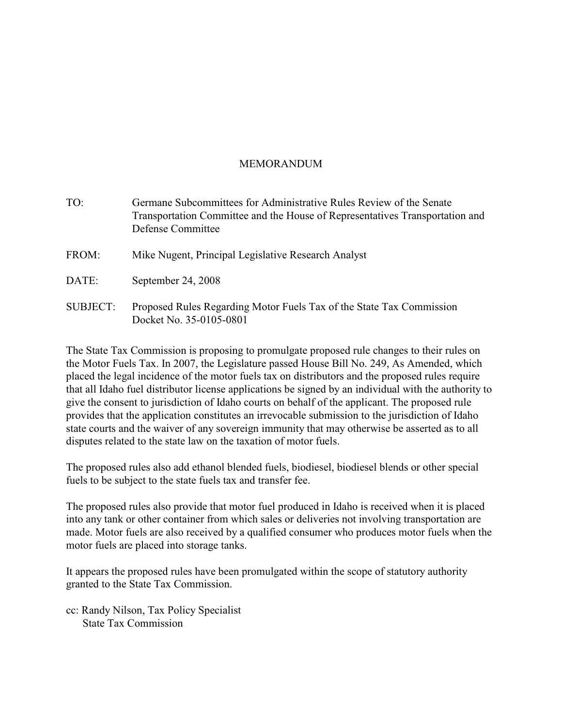# MEMORANDUM

TO: Germane Subcommittees for Administrative Rules Review of the Senate Transportation Committee and the House of Representatives Transportation and Defense Committee

FROM: Mike Nugent, Principal Legislative Research Analyst

DATE: September 24, 2008

SUBJECT: Proposed Rules Regarding Motor Fuels Tax of the State Tax Commission Docket No. 35-0105-0801

The State Tax Commission is proposing to promulgate proposed rule changes to their rules on the Motor Fuels Tax. In 2007, the Legislature passed House Bill No. 249, As Amended, which placed the legal incidence of the motor fuels tax on distributors and the proposed rules require that all Idaho fuel distributor license applications be signed by an individual with the authority to give the consent to jurisdiction of Idaho courts on behalf of the applicant. The proposed rule provides that the application constitutes an irrevocable submission to the jurisdiction of Idaho state courts and the waiver of any sovereign immunity that may otherwise be asserted as to all disputes related to the state law on the taxation of motor fuels.

The proposed rules also add ethanol blended fuels, biodiesel, biodiesel blends or other special fuels to be subject to the state fuels tax and transfer fee.

The proposed rules also provide that motor fuel produced in Idaho is received when it is placed into any tank or other container from which sales or deliveries not involving transportation are made. Motor fuels are also received by a qualified consumer who produces motor fuels when the motor fuels are placed into storage tanks.

It appears the proposed rules have been promulgated within the scope of statutory authority granted to the State Tax Commission.

cc: Randy Nilson, Tax Policy Specialist
State Tax Commission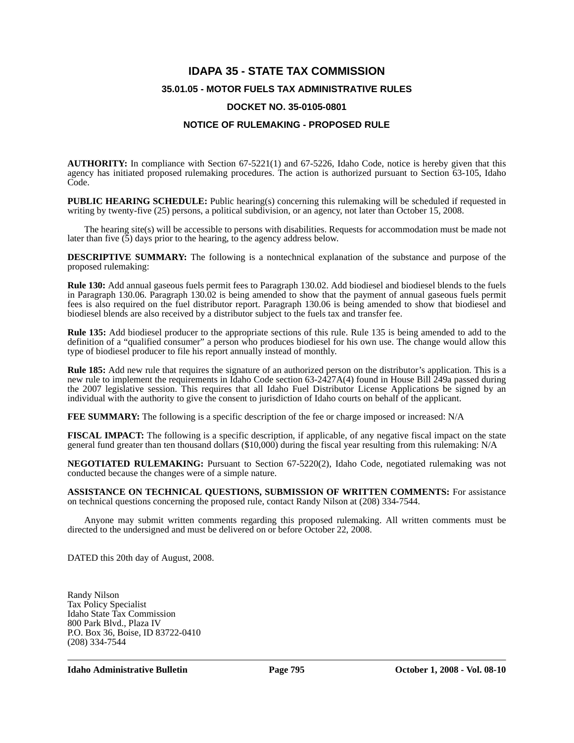# IDAPA 35 - STATE TAX COMMISSION

## 35.01.05 - MOTOR FUELS TAX ADMINISTRATIVE RULES

## DOCKET NO. 35-0105-0801

## NOTICE OF RULEMAKING - PROPOSED RULE

**AUTHORITY:** In compliance with Section 67-5221(1) and 67-5226, Idaho Code, notice is hereby given that this agency has initiated proposed rulemaking procedures. The action is authorized pursuant to Section 63-105, Idaho Code.

**PUBLIC HEARING SCHEDULE:** Public hearing(s) concerning this rulemaking will be scheduled if requested in writing by twenty-five (25) persons, a political subdivision, or an agency, not later than October 15, 2008.

The hearing site(s) will be accessible to persons with disabilities. Requests for accommodation must be made not later than five (5) days prior to the hearing, to the agency address below.

**DESCRIPTIVE SUMMARY:** The following is a nontechnical explanation of the substance and purpose of the proposed rulemaking:

**Rule 130:** Add annual gaseous fuels permit fees to Paragraph 130.02. Add biodiesel and biodiesel blends to the fuels in Paragraph 130.06. Paragraph 130.02 is being amended to show that the payment of annual gaseous fuels permit fees is also required on the fuel distributor report. Paragraph 130.06 is being amended to show that biodiesel and biodiesel blends are also received by a distributor subject to the fuels tax and transfer fee.

**Rule 135:** Add biodiesel producer to the appropriate sections of this rule. Rule 135 is being amended to add to the definition of a "qualified consumer" a person who produces biodiesel for his own use. The change would allow this type of biodiesel producer to file his report annually instead of monthly.

**Rule 185:** Add new rule that requires the signature of an authorized person on the distributor's application. This is a new rule to implement the requirements in Idaho Code section 63-2427A(4) found in House Bill 249a passed during the 2007 legislative session. This requires that all Idaho Fuel Distributor License Applications be signed by an individual with the authority to give the consent to jurisdiction of Idaho courts on behalf of the applicant.

**FEE SUMMARY:** The following is a specific description of the fee or charge imposed or increased: N/A

**FISCAL IMPACT:** The following is a specific description, if applicable, of any negative fiscal impact on the state general fund greater than ten thousand dollars ($10,000) during the fiscal year resulting from this rulemaking: N/A

**NEGOTIATED RULEMAKING:** Pursuant to Section 67-5220(2), Idaho Code, negotiated rulemaking was not conducted because the changes were of a simple nature.

**ASSISTANCE ON TECHNICAL QUESTIONS, SUBMISSION OF WRITTEN COMMENTS:** For assistance on technical questions concerning the proposed rule, contact Randy Nilson at (208) 334-7544.

Anyone may submit written comments regarding this proposed rulemaking. All written comments must be directed to the undersigned and must be delivered on or before October 22, 2008.

DATED this 20th day of August, 2008.

Randy Nilson
Tax Policy Specialist
Idaho State Tax Commission
800 Park Blvd., Plaza IV
P.O. Box 36, Boise, ID 83722-0410
(208) 334-7544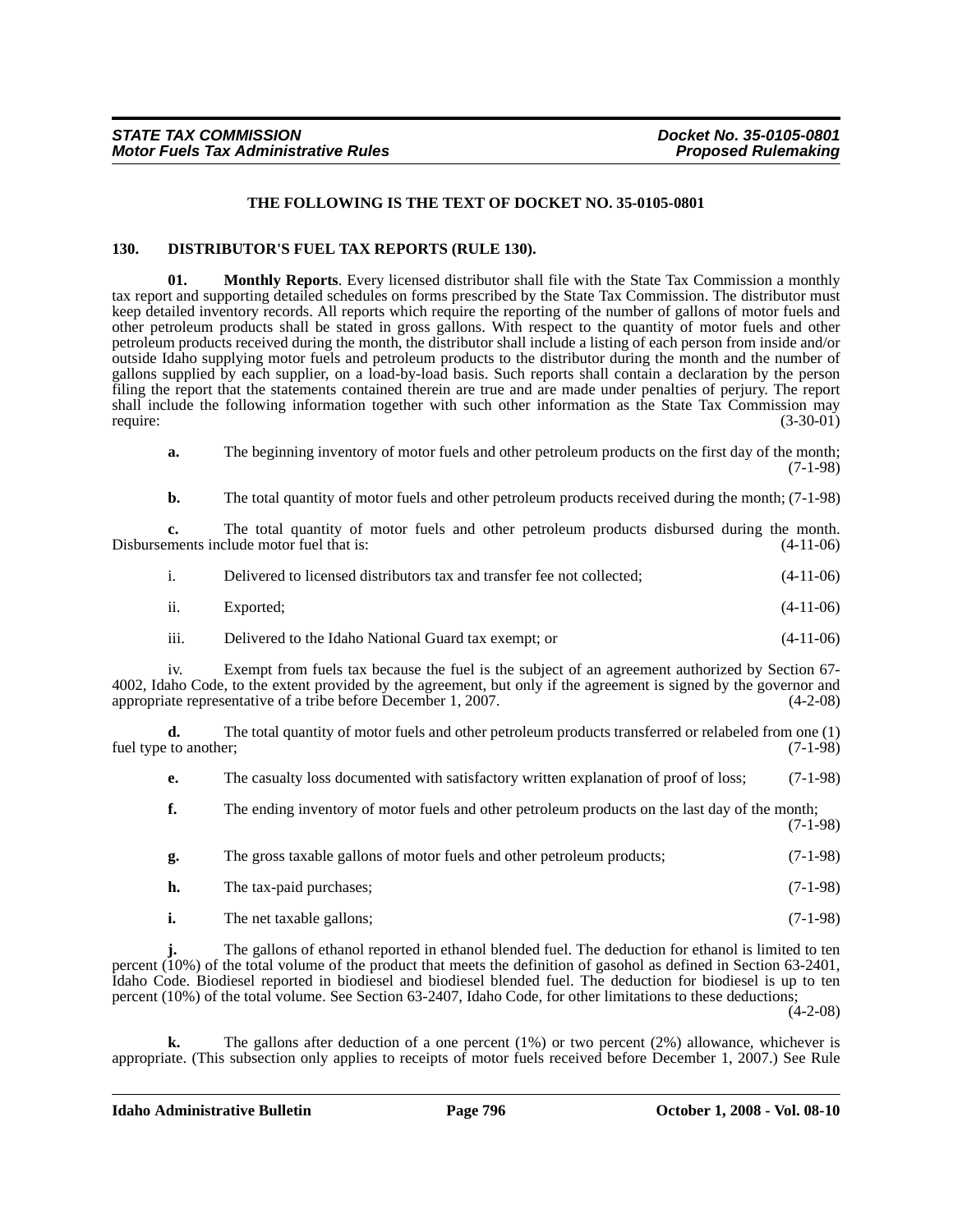**THE FOLLOWING IS THE TEXT OF DOCKET NO. 35-0105-0801**

## 130. DISTRIBUTOR'S FUEL TAX REPORTS (RULE 130).

**01. Monthly Reports**. Every licensed distributor shall file with the State Tax Commission a monthly tax report and supporting detailed schedules on forms prescribed by the State Tax Commission. The distributor must keep detailed inventory records. All reports which require the reporting of the number of gallons of motor fuels and other petroleum products shall be stated in gross gallons. With respect to the quantity of motor fuels and other petroleum products received during the month, the distributor shall include a listing of each person from inside and/or outside Idaho supplying motor fuels and petroleum products to the distributor during the month and the number of gallons supplied by each supplier, on a load-by-load basis. Such reports shall contain a declaration by the person filing the report that the statements contained therein are true and are made under penalties of perjury. The report shall include the following information together with such other information as the State Tax Commission may require: (3-30-01)

**a.** The beginning inventory of motor fuels and other petroleum products on the first day of the month; (7-1-98)

**b.** The total quantity of motor fuels and other petroleum products received during the month; (7-1-98)

**c.** The total quantity of motor fuels and other petroleum products disbursed during the month. Disbursements include motor fuel that is: (4-11-06)

i. Delivered to licensed distributors tax and transfer fee not collected; (4-11-06)

ii. Exported; (4-11-06)

iii. Delivered to the Idaho National Guard tax exempt; or (4-11-06)

iv. Exempt from fuels tax because the fuel is the subject of an agreement authorized by Section 67-4002, Idaho Code, to the extent provided by the agreement, but only if the agreement is signed by the governor and appropriate representative of a tribe before December 1, 2007. (4-2-08)

**d.** The total quantity of motor fuels and other petroleum products transferred or relabeled from one (1) fuel type to another; (7-1-98)

**e.** The casualty loss documented with satisfactory written explanation of proof of loss; (7-1-98)

**f.** The ending inventory of motor fuels and other petroleum products on the last day of the month; (7-1-98)

**g.** The gross taxable gallons of motor fuels and other petroleum products; (7-1-98)

**h.** The tax-paid purchases; (7-1-98)

**i.** The net taxable gallons; (7-1-98)

**j.** The gallons of ethanol reported in ethanol blended fuel. The deduction for ethanol is limited to ten percent (10%) of the total volume of the product that meets the definition of gasohol as defined in Section 63-2401, Idaho Code. Biodiesel reported in biodiesel and biodiesel blended fuel. The deduction for biodiesel is up to ten percent (10%) of the total volume. See Section 63-2407, Idaho Code, for other limitations to these deductions; (4-2-08)

**k.** The gallons after deduction of a one percent (1%) or two percent (2%) allowance, whichever is appropriate. (This subsection only applies to receipts of motor fuels received before December 1, 2007.) See Rule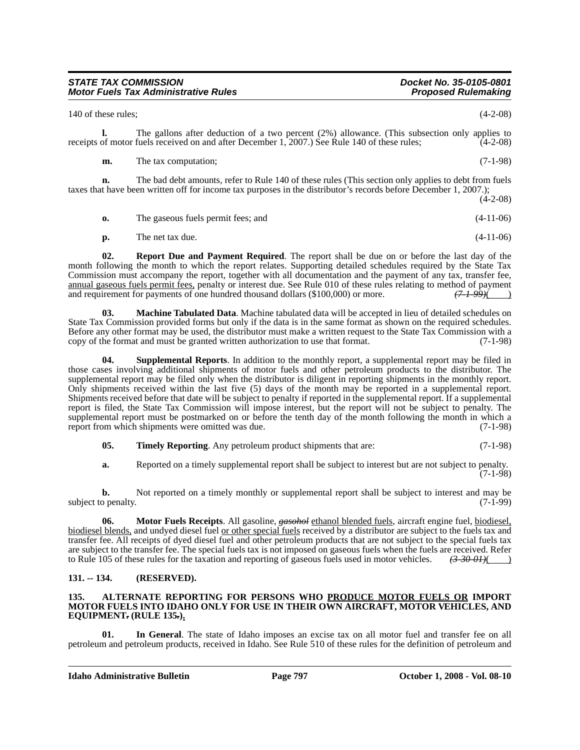140 of these rules; (4-2-08)

**l.** The gallons after deduction of a two percent (2%) allowance. (This subsection only applies to receipts of motor fuels received on and after December 1, 2007.) See Rule 140 of these rules; (4-2-08)

**m.** The tax computation; (7-1-98)

**n.** The bad debt amounts, refer to Rule 140 of these rules (This section only applies to debt from fuels taxes that have been written off for income tax purposes in the distributor's records before December 1, 2007.); (4-2-08)

**o.** The gaseous fuels permit fees; and (4-11-06)

**p.** The net tax due. (4-11-06)

**02. Report Due and Payment Required**. The report shall be due on or before the last day of the month following the month to which the report relates. Supporting detailed schedules required by the State Tax Commission must accompany the report, together with all documentation and the payment of any tax, transfer fee, annual gaseous fuels permit fees, penalty or interest due. See Rule 010 of these rules relating to method of payment and requirement for payments of one hundred thousand dollars ($100,000) or more. ~~(7-1-99)~~( )

**03. Machine Tabulated Data**. Machine tabulated data will be accepted in lieu of detailed schedules on State Tax Commission provided forms but only if the data is in the same format as shown on the required schedules. Before any other format may be used, the distributor must make a written request to the State Tax Commission with a copy of the format and must be granted written authorization to use that format. (7-1-98)

**04. Supplemental Reports**. In addition to the monthly report, a supplemental report may be filed in those cases involving additional shipments of motor fuels and other petroleum products to the distributor. The supplemental report may be filed only when the distributor is diligent in reporting shipments in the monthly report. Only shipments received within the last five (5) days of the month may be reported in a supplemental report. Shipments received before that date will be subject to penalty if reported in the supplemental report. If a supplemental report is filed, the State Tax Commission will impose interest, but the report will not be subject to penalty. The supplemental report must be postmarked on or before the tenth day of the month following the month in which a report from which shipments were omitted was due. (7-1-98)

**05. Timely Reporting**. Any petroleum product shipments that are: (7-1-98)

**a.** Reported on a timely supplemental report shall be subject to interest but are not subject to penalty. (7-1-98)

**b.** Not reported on a timely monthly or supplemental report shall be subject to interest and may be subject to penalty. (7-1-99)

**06. Motor Fuels Receipts**. All gasoline, ~~*gasohol*~~ ethanol blended fuels, aircraft engine fuel, biodiesel, biodiesel blends, and undyed diesel fuel or other special fuels received by a distributor are subject to the fuels tax and transfer fee. All receipts of dyed diesel fuel and other petroleum products that are not subject to the special fuels tax are subject to the transfer fee. The special fuels tax is not imposed on gaseous fuels when the fuels are received. Refer to Rule 105 of these rules for the taxation and reporting of gaseous fuels used in motor vehicles. ~~(3-30-01)~~( )

**131. -- 134. (RESERVED).**

**135. ALTERNATE REPORTING FOR PERSONS WHO PRODUCE MOTOR FUELS OR IMPORT MOTOR FUELS INTO IDAHO ONLY FOR USE IN THEIR OWN AIRCRAFT, MOTOR VEHICLES, AND EQUIPMENT~~.~~ (RULE 135~~.~~).**

**01. In General**. The state of Idaho imposes an excise tax on all motor fuel and transfer fee on all petroleum and petroleum products, received in Idaho. See Rule 510 of these rules for the definition of petroleum and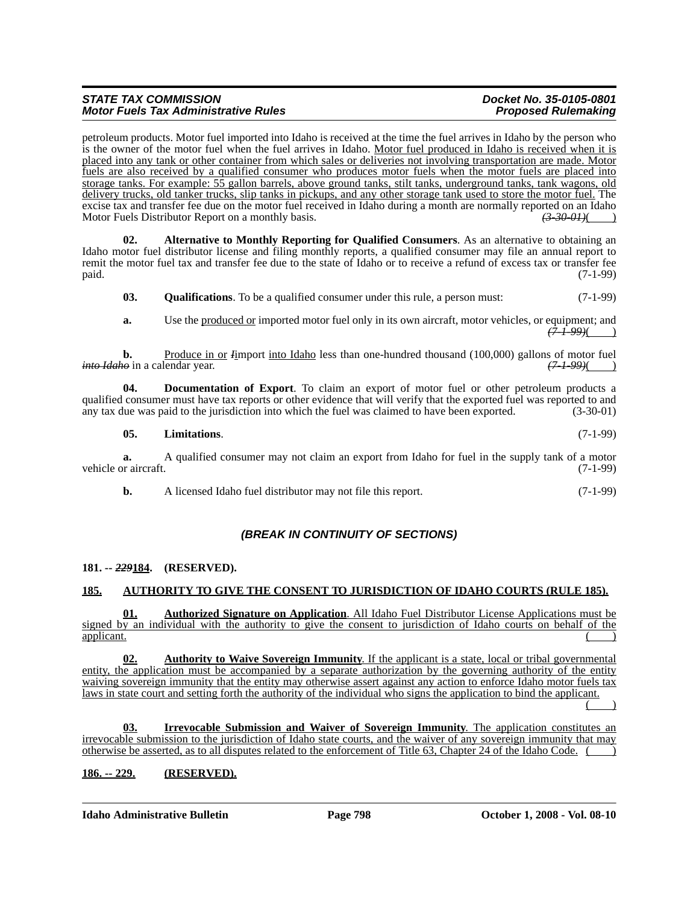petroleum products. Motor fuel imported into Idaho is received at the time the fuel arrives in Idaho by the person who is the owner of the motor fuel when the fuel arrives in Idaho. Motor fuel produced in Idaho is received when it is placed into any tank or other container from which sales or deliveries not involving transportation are made. Motor fuels are also received by a qualified consumer who produces motor fuels when the motor fuels are placed into storage tanks. For example: 55 gallon barrels, above ground tanks, stilt tanks, underground tanks, tank wagons, old delivery trucks, old tanker trucks, slip tanks in pickups, and any other storage tank used to store the motor fuel. The excise tax and transfer fee due on the motor fuel received in Idaho during a month are normally reported on an Idaho Motor Fuels Distributor Report on a monthly basis. ~~(3-30-01)~~(    )

**02. Alternative to Monthly Reporting for Qualified Consumers**. As an alternative to obtaining an Idaho motor fuel distributor license and filing monthly reports, a qualified consumer may file an annual report to remit the motor fuel tax and transfer fee due to the state of Idaho or to receive a refund of excess tax or transfer fee paid. (7-1-99)

**03. Qualifications**. To be a qualified consumer under this rule, a person must: (7-1-99)

**a.** Use the produced or imported motor fuel only in its own aircraft, motor vehicles, or equipment; and ~~(7-1-99)~~(    )

**b.** Produce in or ~~I~~import into Idaho less than one-hundred thousand (100,000) gallons of motor fuel ~~*into Idaho*~~ in a calendar year. ~~(7-1-99)~~(    )

**04. Documentation of Export**. To claim an export of motor fuel or other petroleum products a qualified consumer must have tax reports or other evidence that will verify that the exported fuel was reported to and any tax due was paid to the jurisdiction into which the fuel was claimed to have been exported. (3-30-01)

**05. Limitations**. (7-1-99)

**a.** A qualified consumer may not claim an export from Idaho for fuel in the supply tank of a motor vehicle or aircraft. (7-1-99)

**b.** A licensed Idaho fuel distributor may not file this report. (7-1-99)

***(BREAK IN CONTINUITY OF SECTIONS)***

**181. -- ~~229~~184. (RESERVED).**

**185. AUTHORITY TO GIVE THE CONSENT TO JURISDICTION OF IDAHO COURTS (RULE 185).**

**01. Authorized Signature on Application**. All Idaho Fuel Distributor License Applications must be signed by an individual with the authority to give the consent to jurisdiction of Idaho courts on behalf of the applicant. (    )

**02. Authority to Waive Sovereign Immunity**. If the applicant is a state, local or tribal governmental entity, the application must be accompanied by a separate authorization by the governing authority of the entity waiving sovereign immunity that the entity may otherwise assert against any action to enforce Idaho motor fuels tax laws in state court and setting forth the authority of the individual who signs the application to bind the applicant. (    )

**03. Irrevocable Submission and Waiver of Sovereign Immunity**. The application constitutes an irrevocable submission to the jurisdiction of Idaho state courts, and the waiver of any sovereign immunity that may otherwise be asserted, as to all disputes related to the enforcement of Title 63, Chapter 24 of the Idaho Code. (    )

**186. -- 229. (RESERVED).**